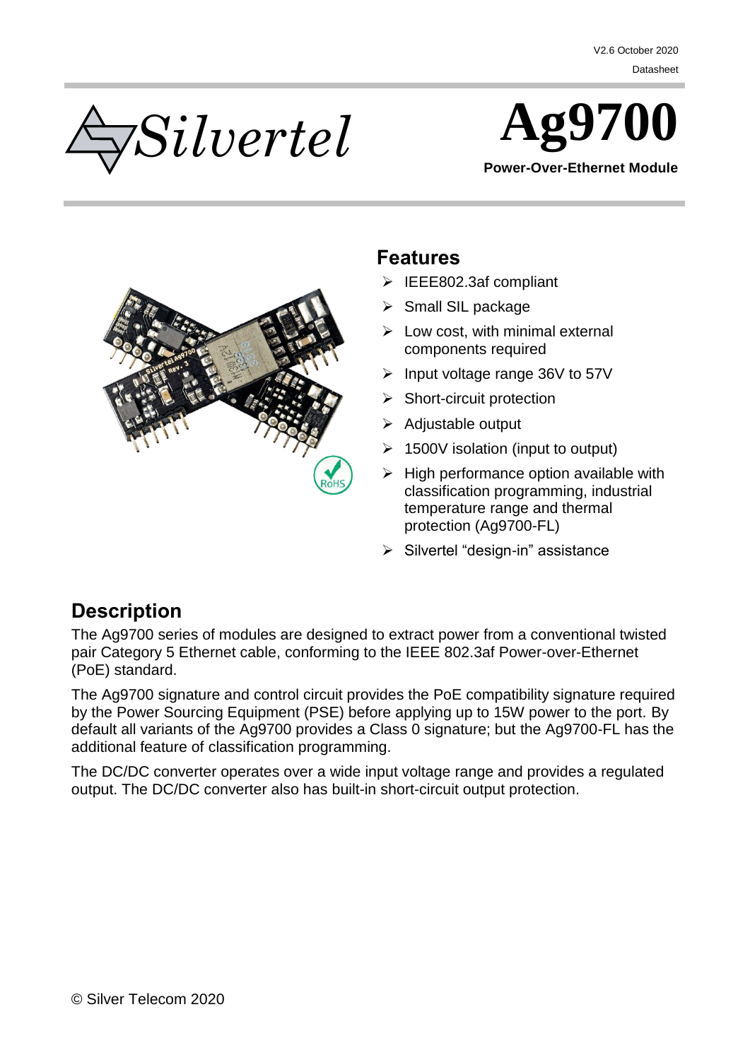V2.6 October 2020

Datasheet

# Silvertel

# Ag9700

**Power-Over-Ethernet Module**

## Features

- IEEE802.3af compliant
- Small SIL package
- Low cost, with minimal external components required
- Input voltage range 36V to 57V
- Short-circuit protection
- Adjustable output
- 1500V isolation (input to output)
- High performance option available with classification programming, industrial temperature range and thermal protection (Ag9700-FL)
- Silvertel “design-in” assistance

## Description

The Ag9700 series of modules are designed to extract power from a conventional twisted pair Category 5 Ethernet cable, conforming to the IEEE 802.3af Power-over-Ethernet (PoE) standard.

The Ag9700 signature and control circuit provides the PoE compatibility signature required by the Power Sourcing Equipment (PSE) before applying up to 15W power to the port. By default all variants of the Ag9700 provides a Class 0 signature; but the Ag9700-FL has the additional feature of classification programming.

The DC/DC converter operates over a wide input voltage range and provides a regulated output. The DC/DC converter also has built-in short-circuit output protection.

© Silver Telecom 2020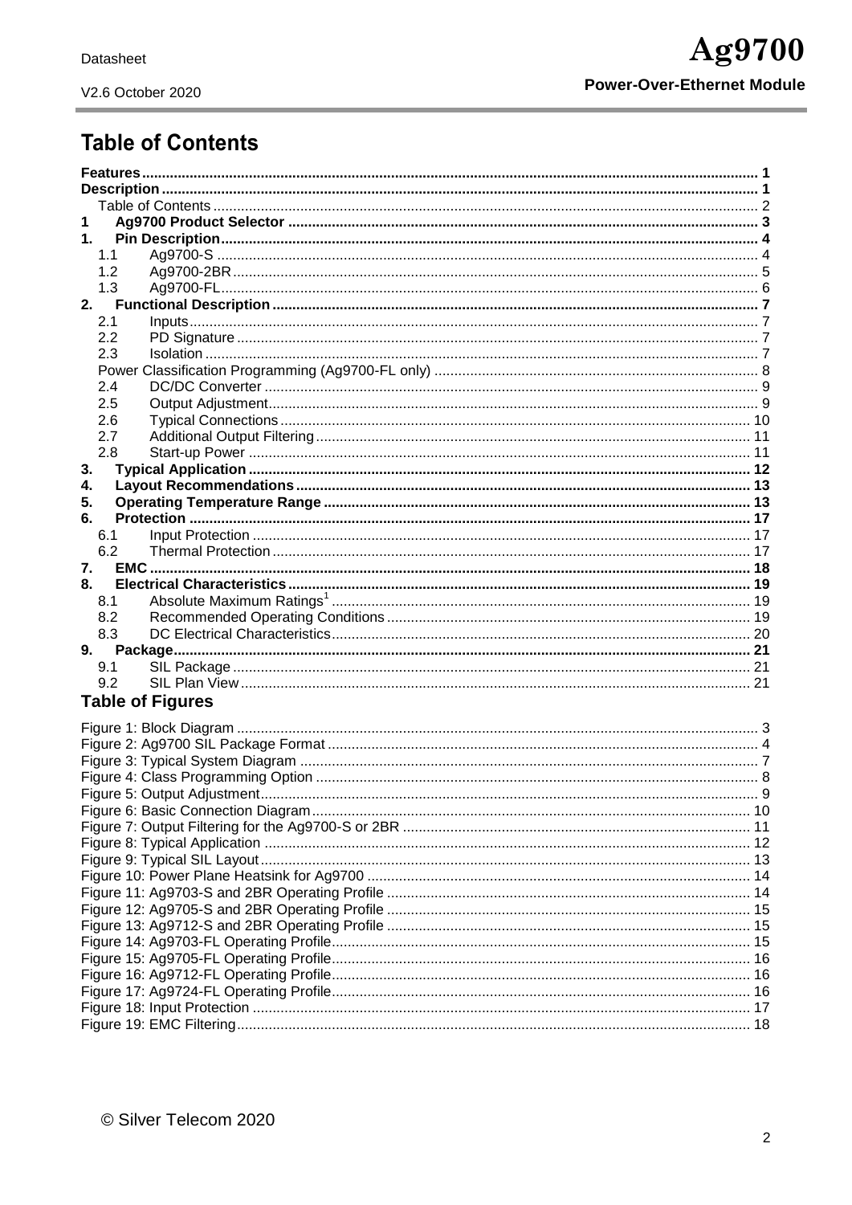# Table of Contents

**Features** ........................................................................................................................................... **1**
**Description** ....................................................................................................................................... **1**
Table of Contents ....................................................................................................................................... 2
**1 Ag9700 Product Selector** ................................................................................................................ **3**
**1. Pin Description** ................................................................................................................................. **4**
1.1 Ag9700-S ....................................................................................................................................... 4
1.2 Ag9700-2BR ................................................................................................................................... 5
1.3 Ag9700-FL ...................................................................................................................................... 6
**2. Functional Description** ..................................................................................................................... **7**
2.1 Inputs ............................................................................................................................................. 7
2.2 PD Signature .................................................................................................................................. 7
2.3 Isolation .......................................................................................................................................... 7
Power Classification Programming (Ag9700-FL only) ................................................................................ 8
2.4 DC/DC Converter ........................................................................................................................... 9
2.5 Output Adjustment .......................................................................................................................... 9
2.6 Typical Connections ...................................................................................................................... 10
2.7 Additional Output Filtering ............................................................................................................ 11
2.8 Start-up Power .............................................................................................................................. 11
**3. Typical Application** ........................................................................................................................ **12**
**4. Layout Recommendations** ............................................................................................................ **13**
**5. Operating Temperature Range** ..................................................................................................... **13**
**6. Protection** ...................................................................................................................................... **17**
6.1 Input Protection ............................................................................................................................ 17
6.2 Thermal Protection ....................................................................................................................... 17
**7. EMC** ............................................................................................................................................... **18**
**8. Electrical Characteristics** .............................................................................................................. **19**
8.1 Absolute Maximum Ratings[1] ......................................................................................................... 19
8.2 Recommended Operating Conditions .......................................................................................... 19
8.3 DC Electrical Characteristics ........................................................................................................ 20
**9. Package** .......................................................................................................................................... **21**
9.1 SIL Package ................................................................................................................................. 21
9.2 SIL Plan View ............................................................................................................................... 21

## Table of Figures

Figure 1: Block Diagram ................................................................................................................................ 3
Figure 2: Ag9700 SIL Package Format .......................................................................................................... 4
Figure 3: Typical System Diagram ................................................................................................................. 7
Figure 4: Class Programming Option ............................................................................................................. 8
Figure 5: Output Adjustment ........................................................................................................................... 9
Figure 6: Basic Connection Diagram ............................................................................................................ 10
Figure 7: Output Filtering for the Ag9700-S or 2BR ..................................................................................... 11
Figure 8: Typical Application ........................................................................................................................ 12
Figure 9: Typical SIL Layout ......................................................................................................................... 13
Figure 10: Power Plane Heatsink for Ag9700 .............................................................................................. 14
Figure 11: Ag9703-S and 2BR Operating Profile .......................................................................................... 14
Figure 12: Ag9705-S and 2BR Operating Profile .......................................................................................... 15
Figure 13: Ag9712-S and 2BR Operating Profile .......................................................................................... 15
Figure 14: Ag9703-FL Operating Profile ....................................................................................................... 15
Figure 15: Ag9705-FL Operating Profile ....................................................................................................... 16
Figure 16: Ag9712-FL Operating Profile ....................................................................................................... 16
Figure 17: Ag9724-FL Operating Profile ....................................................................................................... 16
Figure 18: Input Protection ........................................................................................................................... 17
Figure 19: EMC Filtering ............................................................................................................................... 18

© Silver Telecom 2020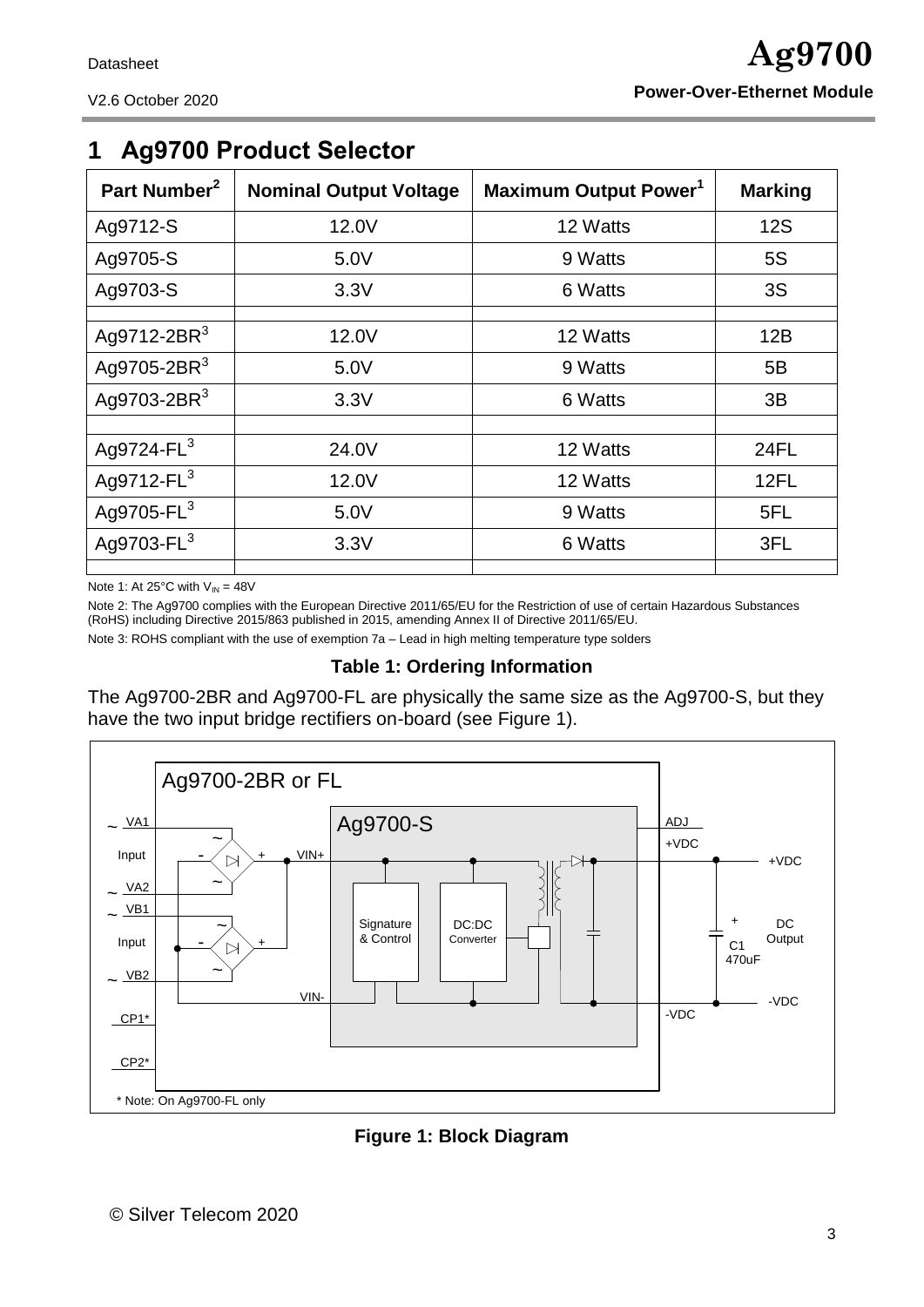# 1 Ag9700 Product Selector

| Part Number[2] | Nominal Output Voltage | Maximum Output Power[1] | Marking |
|---|---|---|---|
| Ag9712-S | 12.0V | 12 Watts | 12S |
| Ag9705-S | 5.0V | 9 Watts | 5S |
| Ag9703-S | 3.3V | 6 Watts | 3S |
| | | | |
| Ag9712-2BR[3] | 12.0V | 12 Watts | 12B |
| Ag9705-2BR[3] | 5.0V | 9 Watts | 5B |
| Ag9703-2BR[3] | 3.3V | 6 Watts | 3B |
| | | | |
| Ag9724-FL[3] | 24.0V | 12 Watts | 24FL |
| Ag9712-FL[3] | 12.0V | 12 Watts | 12FL |
| Ag9705-FL[3] | 5.0V | 9 Watts | 5FL |
| Ag9703-FL[3] | 3.3V | 6 Watts | 3FL |
| | | | |

Note 1: At 25°C with $V_{IN}$ = 48V

Note 2: The Ag9700 complies with the European Directive 2011/65/EU for the Restriction of use of certain Hazardous Substances (RoHS) including Directive 2015/863 published in 2015, amending Annex II of Directive 2011/65/EU.

Note 3: ROHS compliant with the use of exemption 7a – Lead in high melting temperature type solders

**Table 1: Ordering Information**

The Ag9700-2BR and Ag9700-FL are physically the same size as the Ag9700-S, but they have the two input bridge rectifiers on-board (see Figure 1).

**Figure 1: Block Diagram**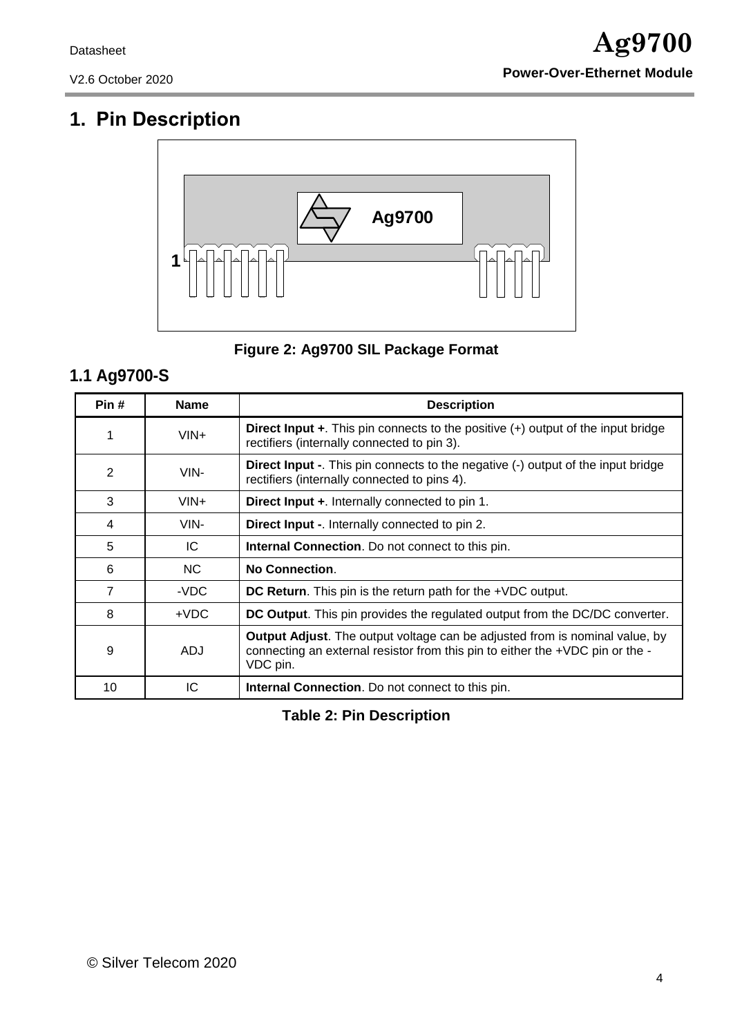# 1. Pin Description

Figure 2: Ag9700 SIL Package Format

## 1.1 Ag9700-S

| Pin # | Name | Description |
|---|---|---|
| 1 | VIN+ | **Direct Input +**. This pin connects to the positive (+) output of the input bridge rectifiers (internally connected to pin 3). |
| 2 | VIN- | **Direct Input -**. This pin connects to the negative (-) output of the input bridge rectifiers (internally connected to pins 4). |
| 3 | VIN+ | **Direct Input +**. Internally connected to pin 1. |
| 4 | VIN- | **Direct Input -**. Internally connected to pin 2. |
| 5 | IC | **Internal Connection**. Do not connect to this pin. |
| 6 | NC | **No Connection**. |
| 7 | -VDC | **DC Return**. This pin is the return path for the +VDC output. |
| 8 | +VDC | **DC Output**. This pin provides the regulated output from the DC/DC converter. |
| 9 | ADJ | **Output Adjust**. The output voltage can be adjusted from is nominal value, by connecting an external resistor from this pin to either the +VDC pin or the -VDC pin. |
| 10 | IC | **Internal Connection**. Do not connect to this pin. |

Table 2: Pin Description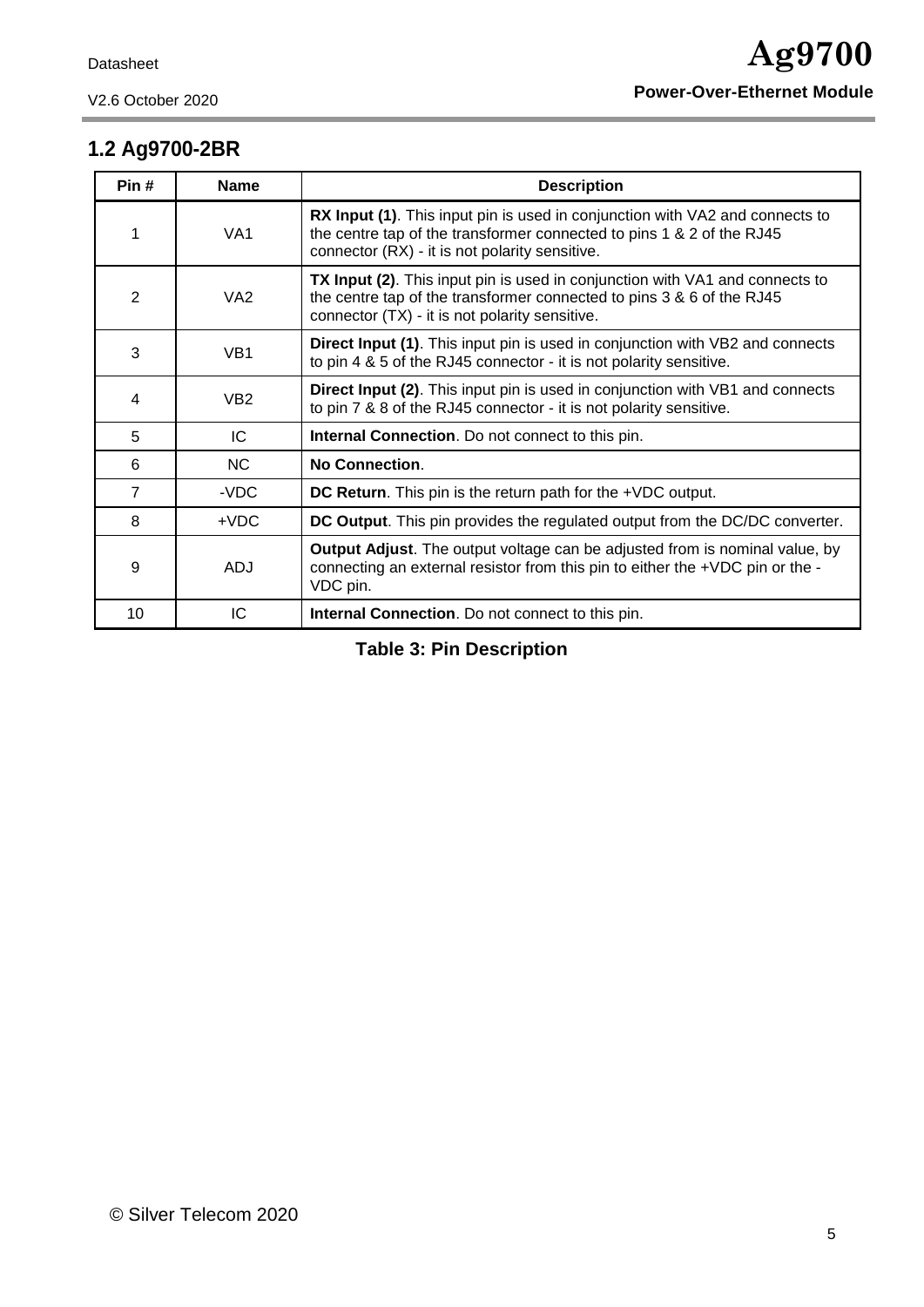## 1.2 Ag9700-2BR

| Pin # | Name | Description |
|---|---|---|
| 1 | VA1 | **RX Input (1)**. This input pin is used in conjunction with VA2 and connects to the centre tap of the transformer connected to pins 1 & 2 of the RJ45 connector (RX) - it is not polarity sensitive. |
| 2 | VA2 | **TX Input (2)**. This input pin is used in conjunction with VA1 and connects to the centre tap of the transformer connected to pins 3 & 6 of the RJ45 connector (TX) - it is not polarity sensitive. |
| 3 | VB1 | **Direct Input (1)**. This input pin is used in conjunction with VB2 and connects to pin 4 & 5 of the RJ45 connector - it is not polarity sensitive. |
| 4 | VB2 | **Direct Input (2)**. This input pin is used in conjunction with VB1 and connects to pin 7 & 8 of the RJ45 connector - it is not polarity sensitive. |
| 5 | IC | **Internal Connection**. Do not connect to this pin. |
| 6 | NC | **No Connection**. |
| 7 | -VDC | **DC Return**. This pin is the return path for the +VDC output. |
| 8 | +VDC | **DC Output**. This pin provides the regulated output from the DC/DC converter. |
| 9 | ADJ | **Output Adjust**. The output voltage can be adjusted from is nominal value, by connecting an external resistor from this pin to either the +VDC pin or the -VDC pin. |
| 10 | IC | **Internal Connection**. Do not connect to this pin. |

**Table 3: Pin Description**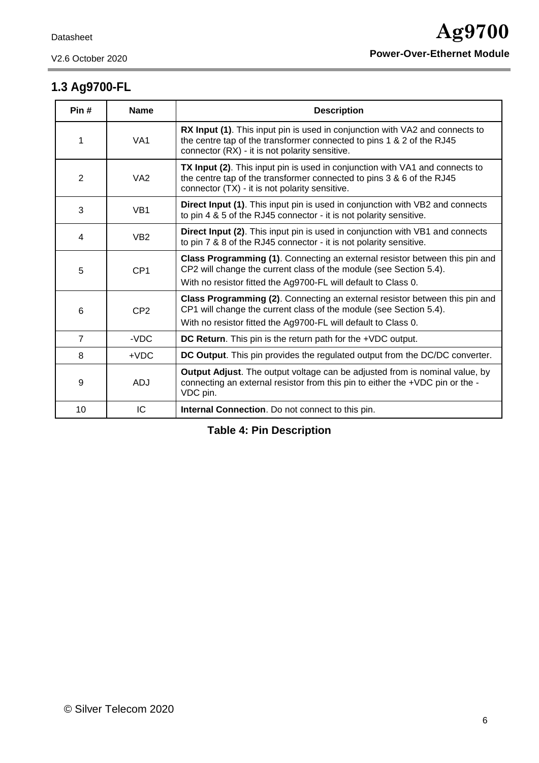## 1.3 Ag9700-FL

| Pin # | Name | Description |
|---|---|---|
| 1 | VA1 | **RX Input (1)**. This input pin is used in conjunction with VA2 and connects to the centre tap of the transformer connected to pins 1 & 2 of the RJ45 connector (RX) - it is not polarity sensitive. |
| 2 | VA2 | **TX Input (2)**. This input pin is used in conjunction with VA1 and connects to the centre tap of the transformer connected to pins 3 & 6 of the RJ45 connector (TX) - it is not polarity sensitive. |
| 3 | VB1 | **Direct Input (1)**. This input pin is used in conjunction with VB2 and connects to pin 4 & 5 of the RJ45 connector - it is not polarity sensitive. |
| 4 | VB2 | **Direct Input (2)**. This input pin is used in conjunction with VB1 and connects to pin 7 & 8 of the RJ45 connector - it is not polarity sensitive. |
| 5 | CP1 | **Class Programming (1)**. Connecting an external resistor between this pin and CP2 will change the current class of the module (see Section 5.4). With no resistor fitted the Ag9700-FL will default to Class 0. |
| 6 | CP2 | **Class Programming (2)**. Connecting an external resistor between this pin and CP1 will change the current class of the module (see Section 5.4). With no resistor fitted the Ag9700-FL will default to Class 0. |
| 7 | -VDC | **DC Return**. This pin is the return path for the +VDC output. |
| 8 | +VDC | **DC Output**. This pin provides the regulated output from the DC/DC converter. |
| 9 | ADJ | **Output Adjust**. The output voltage can be adjusted from is nominal value, by connecting an external resistor from this pin to either the +VDC pin or the -VDC pin. |
| 10 | IC | **Internal Connection**. Do not connect to this pin. |

**Table 4: Pin Description**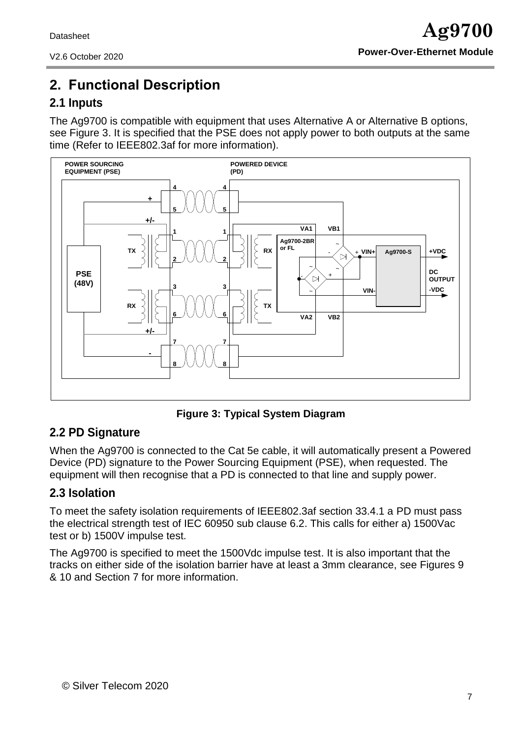# 2. Functional Description

## 2.1 Inputs

The Ag9700 is compatible with equipment that uses Alternative A or Alternative B options, see Figure 3. It is specified that the PSE does not apply power to both outputs at the same time (Refer to IEEE802.3af for more information).

**Figure 3: Typical System Diagram**

## 2.2 PD Signature

When the Ag9700 is connected to the Cat 5e cable, it will automatically present a Powered Device (PD) signature to the Power Sourcing Equipment (PSE), when requested. The equipment will then recognise that a PD is connected to that line and supply power.

## 2.3 Isolation

To meet the safety isolation requirements of IEEE802.3af section 33.4.1 a PD must pass the electrical strength test of IEC 60950 sub clause 6.2. This calls for either a) 1500Vac test or b) 1500V impulse test.

The Ag9700 is specified to meet the 1500Vdc impulse test. It is also important that the tracks on either side of the isolation barrier have at least a 3mm clearance, see Figures 9 & 10 and Section 7 for more information.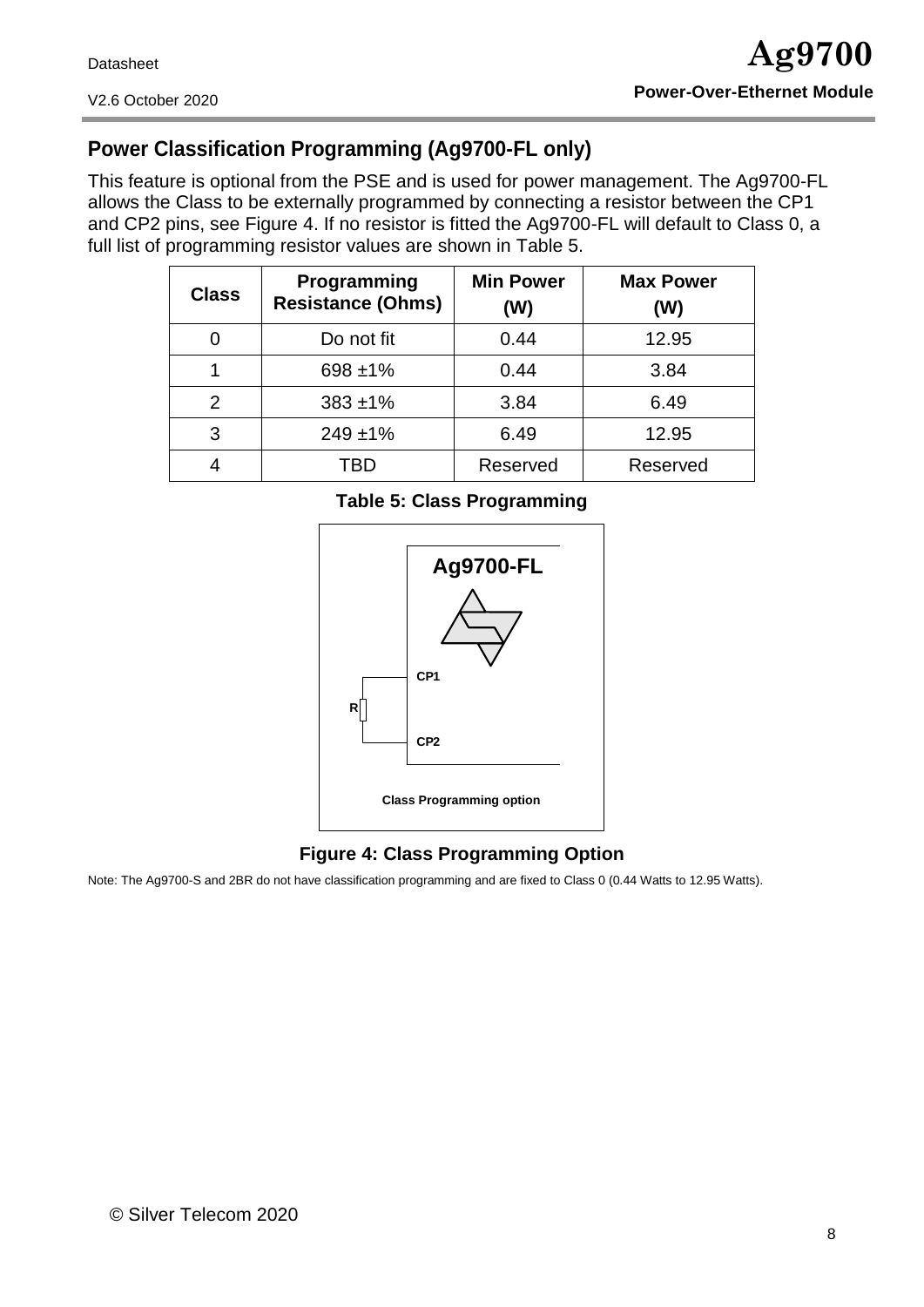## Power Classification Programming (Ag9700-FL only)

This feature is optional from the PSE and is used for power management. The Ag9700-FL allows the Class to be externally programmed by connecting a resistor between the CP1 and CP2 pins, see Figure 4. If no resistor is fitted the Ag9700-FL will default to Class 0, a full list of programming resistor values are shown in Table 5.

| Class | Programming Resistance (Ohms) | Min Power (W) | Max Power (W) |
|---|---|---|---|
| 0 | Do not fit | 0.44 | 12.95 |
| 1 | 698 ±1% | 0.44 | 3.84 |
| 2 | 383 ±1% | 3.84 | 6.49 |
| 3 | 249 ±1% | 6.49 | 12.95 |
| 4 | TBD | Reserved | Reserved |

**Table 5: Class Programming**

Ag9700-FL

CP1

R

CP2

Class Programming option

**Figure 4: Class Programming Option**

Note: The Ag9700-S and 2BR do not have classification programming and are fixed to Class 0 (0.44 Watts to 12.95 Watts).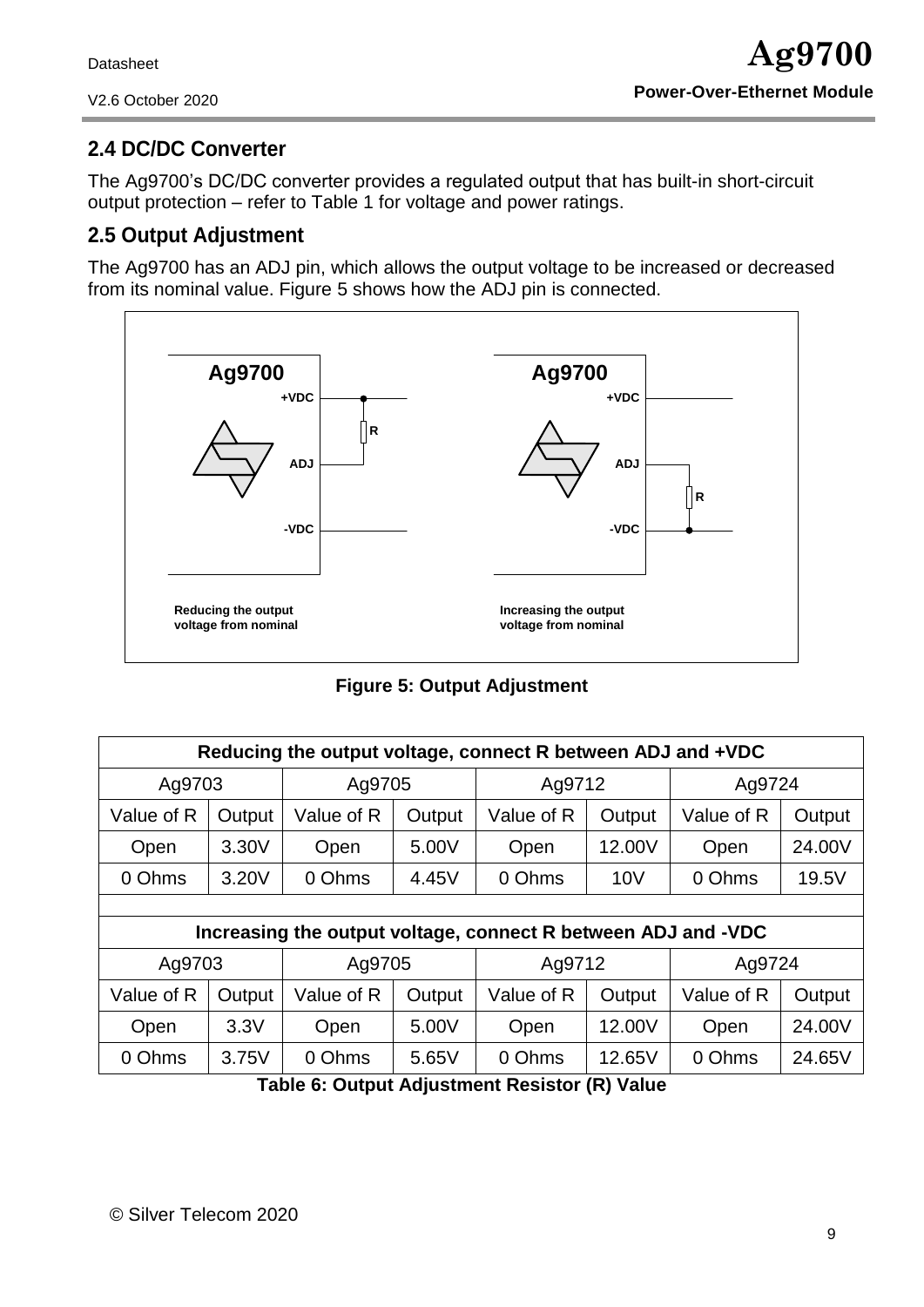## 2.4 DC/DC Converter

The Ag9700's DC/DC converter provides a regulated output that has built-in short-circuit output protection – refer to Table 1 for voltage and power ratings.

## 2.5 Output Adjustment

The Ag9700 has an ADJ pin, which allows the output voltage to be increased or decreased from its nominal value. Figure 5 shows how the ADJ pin is connected.

**Figure 5: Output Adjustment**

| Reducing the output voltage, connect R between ADJ and +VDC | | | | | | | |
|---|---|---|---|---|---|---|---|
| Ag9703 | | Ag9705 | | Ag9712 | | Ag9724 | |
| Value of R | Output | Value of R | Output | Value of R | Output | Value of R | Output |
| Open | 3.30V | Open | 5.00V | Open | 12.00V | Open | 24.00V |
| 0 Ohms | 3.20V | 0 Ohms | 4.45V | 0 Ohms | 10V | 0 Ohms | 19.5V |
| | | | | | | | |
| **Increasing the output voltage, connect R between ADJ and -VDC** | | | | | | | |
| Ag9703 | | Ag9705 | | Ag9712 | | Ag9724 | |
| Value of R | Output | Value of R | Output | Value of R | Output | Value of R | Output |
| Open | 3.3V | Open | 5.00V | Open | 12.00V | Open | 24.00V |
| 0 Ohms | 3.75V | 0 Ohms | 5.65V | 0 Ohms | 12.65V | 0 Ohms | 24.65V |

**Table 6: Output Adjustment Resistor (R) Value**

© Silver Telecom 2020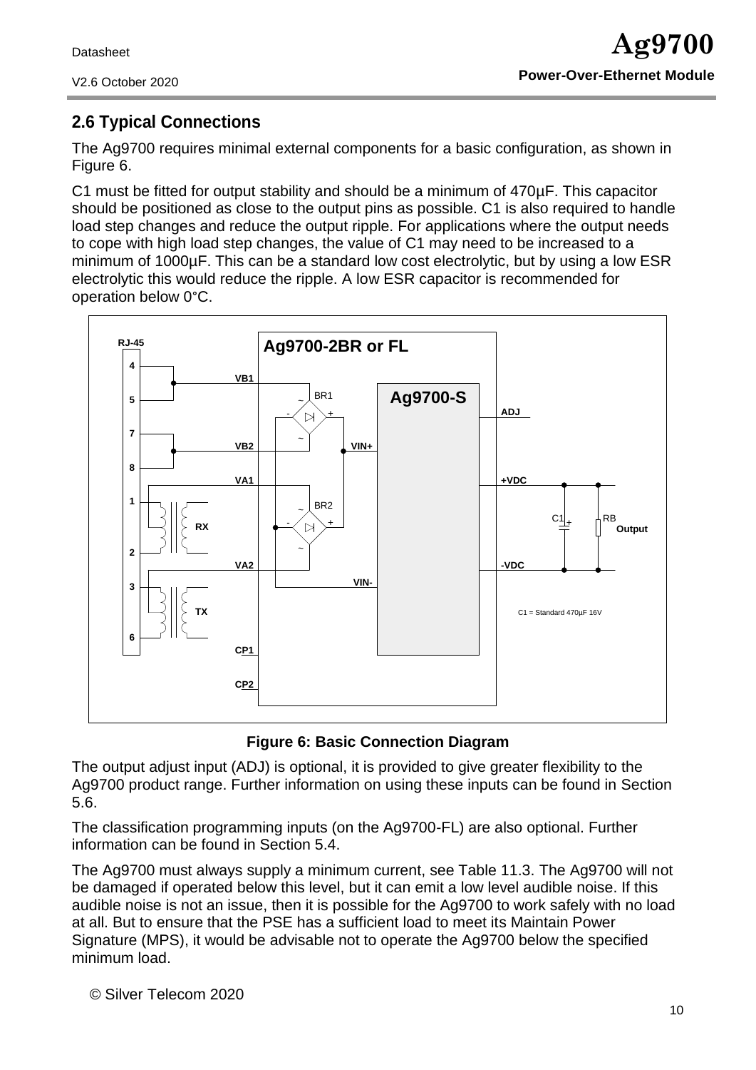## 2.6 Typical Connections

The Ag9700 requires minimal external components for a basic configuration, as shown in Figure 6.

C1 must be fitted for output stability and should be a minimum of 470µF. This capacitor should be positioned as close to the output pins as possible. C1 is also required to handle load step changes and reduce the output ripple. For applications where the output needs to cope with high load step changes, the value of C1 may need to be increased to a minimum of 1000µF. This can be a standard low cost electrolytic, but by using a low ESR electrolytic this would reduce the ripple. A low ESR capacitor is recommended for operation below 0°C.

**Figure 6: Basic Connection Diagram**

The output adjust input (ADJ) is optional, it is provided to give greater flexibility to the Ag9700 product range. Further information on using these inputs can be found in Section 5.6.

The classification programming inputs (on the Ag9700-FL) are also optional. Further information can be found in Section 5.4.

The Ag9700 must always supply a minimum current, see Table 11.3. The Ag9700 will not be damaged if operated below this level, but it can emit a low level audible noise. If this audible noise is not an issue, then it is possible for the Ag9700 to work safely with no load at all. But to ensure that the PSE has a sufficient load to meet its Maintain Power Signature (MPS), it would be advisable not to operate the Ag9700 below the specified minimum load.

© Silver Telecom 2020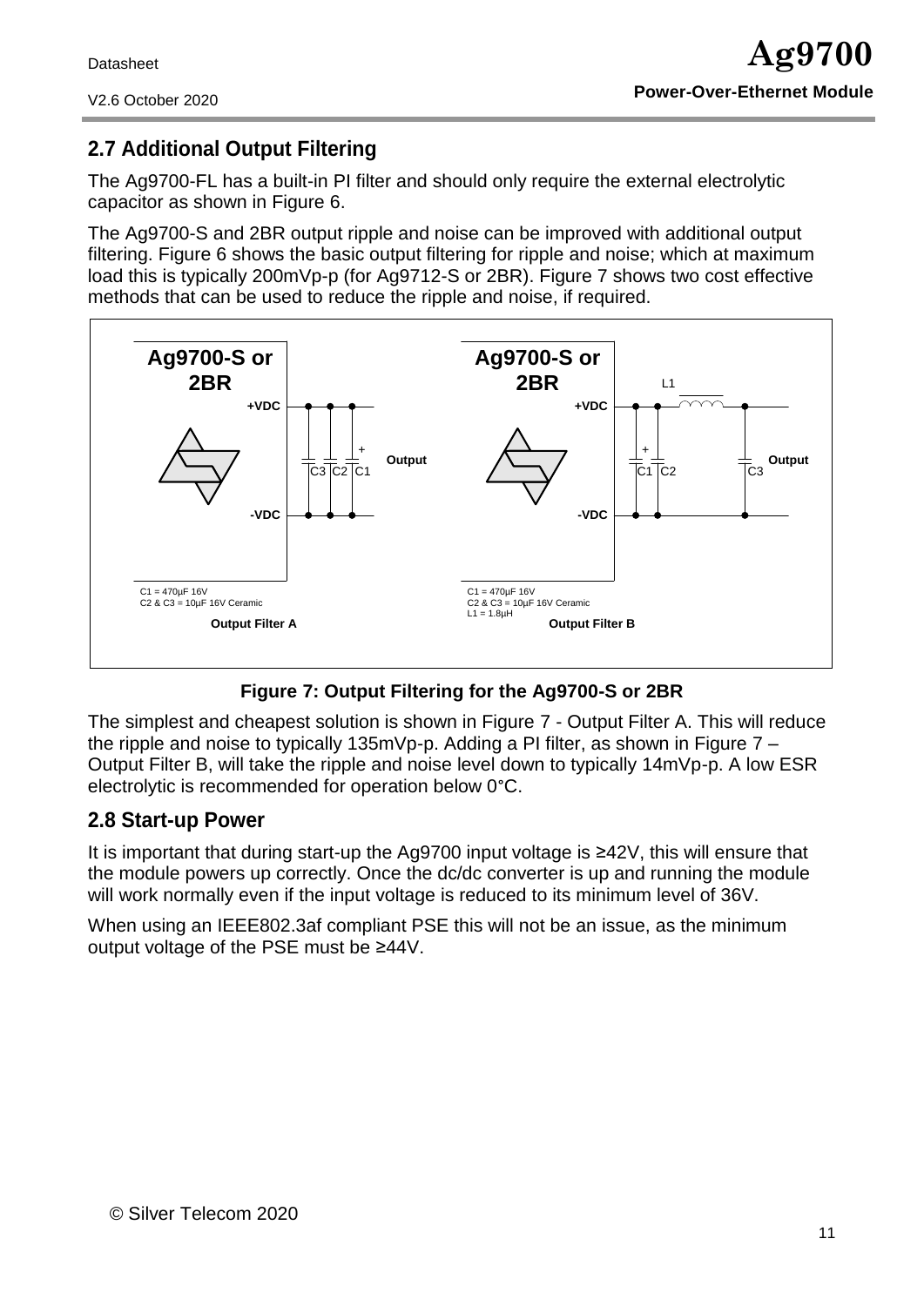## 2.7 Additional Output Filtering

The Ag9700-FL has a built-in PI filter and should only require the external electrolytic capacitor as shown in Figure 6.

The Ag9700-S and 2BR output ripple and noise can be improved with additional output filtering. Figure 6 shows the basic output filtering for ripple and noise; which at maximum load this is typically 200mVp-p (for Ag9712-S or 2BR). Figure 7 shows two cost effective methods that can be used to reduce the ripple and noise, if required.

C1 = 470µF 16V
C2 & C3 = 10µF 16V Ceramic

**Output Filter A**

C1 = 470µF 16V
C2 & C3 = 10µF 16V Ceramic
L1 = 1.8µH

**Output Filter B**

**Figure 7: Output Filtering for the Ag9700-S or 2BR**

The simplest and cheapest solution is shown in Figure 7 - Output Filter A. This will reduce the ripple and noise to typically 135mVp-p. Adding a PI filter, as shown in Figure 7 – Output Filter B, will take the ripple and noise level down to typically 14mVp-p. A low ESR electrolytic is recommended for operation below 0°C.

## 2.8 Start-up Power

It is important that during start-up the Ag9700 input voltage is ≥42V, this will ensure that the module powers up correctly. Once the dc/dc converter is up and running the module will work normally even if the input voltage is reduced to its minimum level of 36V.

When using an IEEE802.3af compliant PSE this will not be an issue, as the minimum output voltage of the PSE must be ≥44V.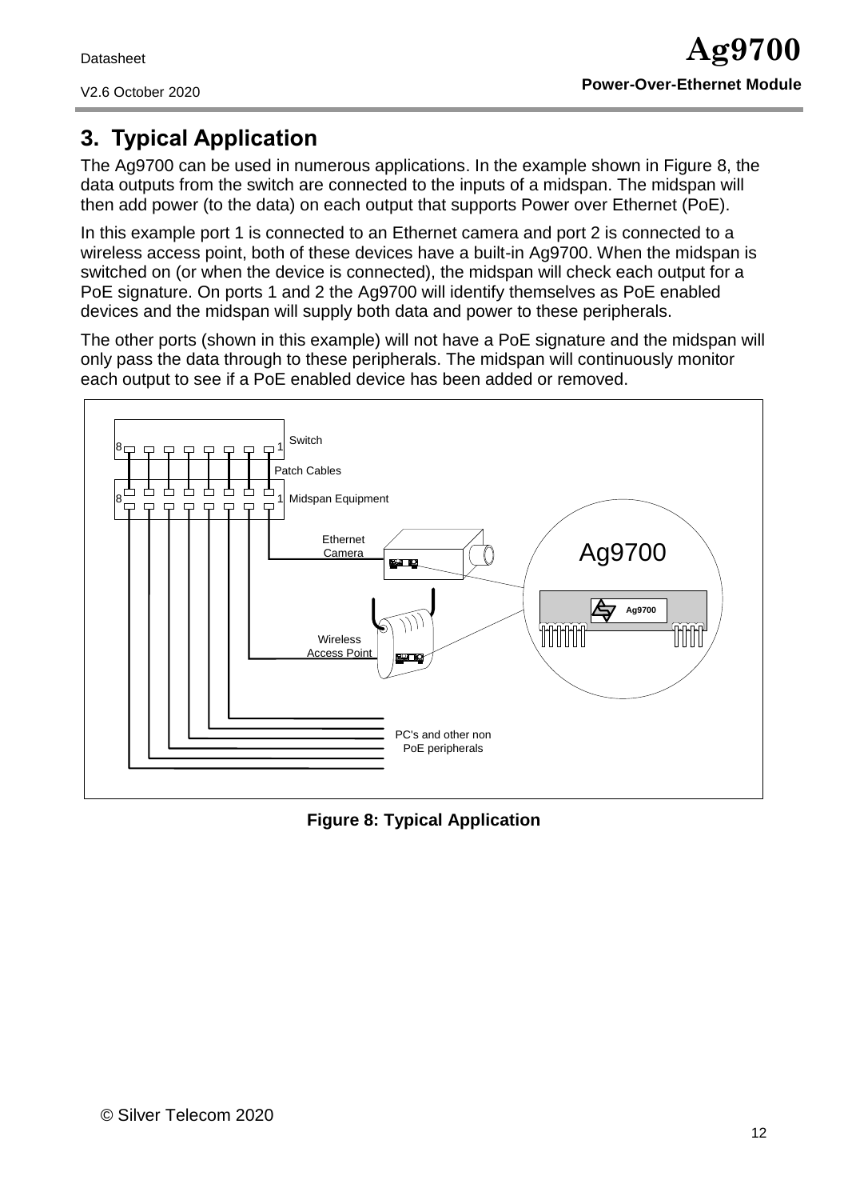## 3. Typical Application

The Ag9700 can be used in numerous applications. In the example shown in Figure 8, the data outputs from the switch are connected to the inputs of a midspan. The midspan will then add power (to the data) on each output that supports Power over Ethernet (PoE).

In this example port 1 is connected to an Ethernet camera and port 2 is connected to a wireless access point, both of these devices have a built-in Ag9700. When the midspan is switched on (or when the device is connected), the midspan will check each output for a PoE signature. On ports 1 and 2 the Ag9700 will identify themselves as PoE enabled devices and the midspan will supply both data and power to these peripherals.

The other ports (shown in this example) will not have a PoE signature and the midspan will only pass the data through to these peripherals. The midspan will continuously monitor each output to see if a PoE enabled device has been added or removed.

**Figure 8: Typical Application**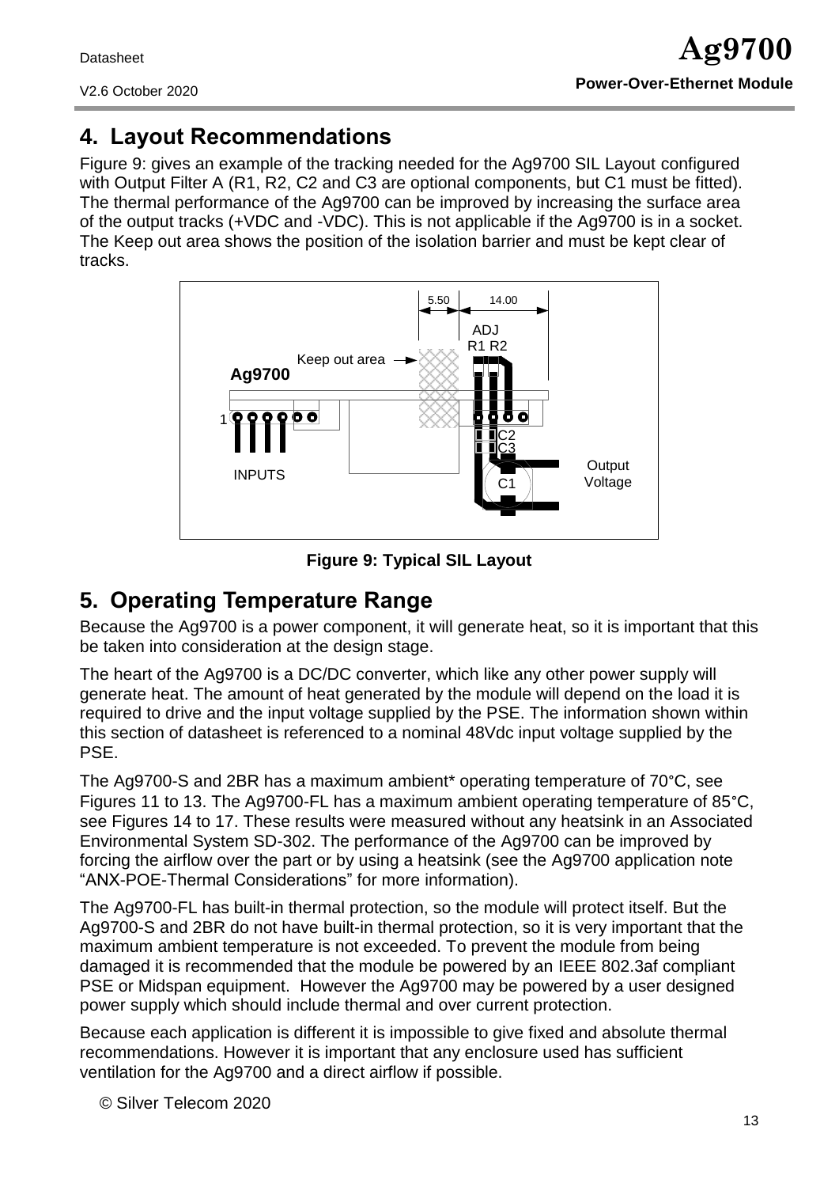## 4. Layout Recommendations

Figure 9: gives an example of the tracking needed for the Ag9700 SIL Layout configured with Output Filter A (R1, R2, C2 and C3 are optional components, but C1 must be fitted). The thermal performance of the Ag9700 can be improved by increasing the surface area of the output tracks (+VDC and -VDC). This is not applicable if the Ag9700 is in a socket. The Keep out area shows the position of the isolation barrier and must be kept clear of tracks.

**Figure 9: Typical SIL Layout**

## 5. Operating Temperature Range

Because the Ag9700 is a power component, it will generate heat, so it is important that this be taken into consideration at the design stage.

The heart of the Ag9700 is a DC/DC converter, which like any other power supply will generate heat. The amount of heat generated by the module will depend on the load it is required to drive and the input voltage supplied by the PSE. The information shown within this section of datasheet is referenced to a nominal 48Vdc input voltage supplied by the PSE.

The Ag9700-S and 2BR has a maximum ambient* operating temperature of 70°C, see Figures 11 to 13. The Ag9700-FL has a maximum ambient operating temperature of 85°C, see Figures 14 to 17. These results were measured without any heatsink in an Associated Environmental System SD-302. The performance of the Ag9700 can be improved by forcing the airflow over the part or by using a heatsink (see the Ag9700 application note "ANX-POE-Thermal Considerations" for more information).

The Ag9700-FL has built-in thermal protection, so the module will protect itself. But the Ag9700-S and 2BR do not have built-in thermal protection, so it is very important that the maximum ambient temperature is not exceeded. To prevent the module from being damaged it is recommended that the module be powered by an IEEE 802.3af compliant PSE or Midspan equipment. However the Ag9700 may be powered by a user designed power supply which should include thermal and over current protection.

Because each application is different it is impossible to give fixed and absolute thermal recommendations. However it is important that any enclosure used has sufficient ventilation for the Ag9700 and a direct airflow if possible.

© Silver Telecom 2020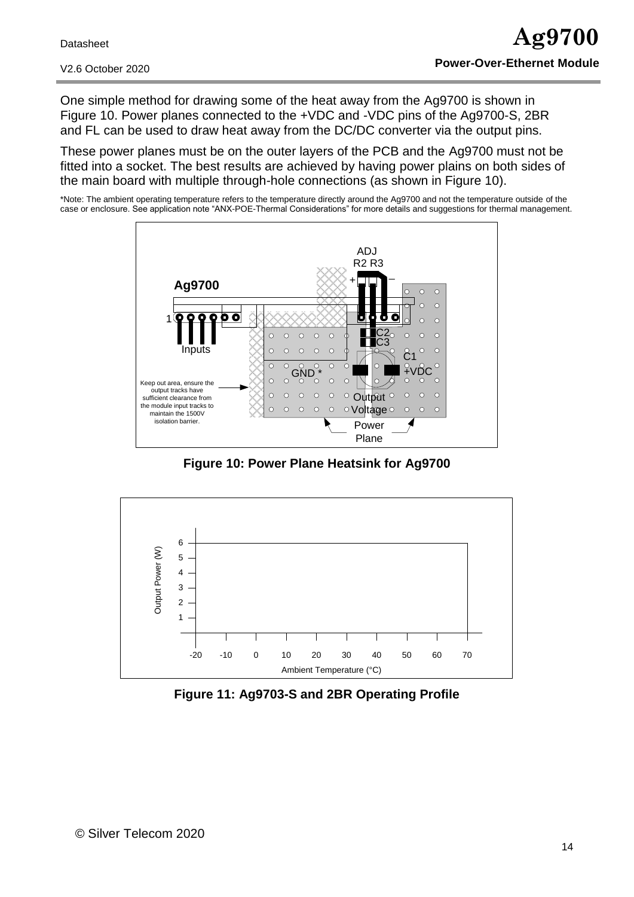One simple method for drawing some of the heat away from the Ag9700 is shown in Figure 10. Power planes connected to the +VDC and -VDC pins of the Ag9700-S, 2BR and FL can be used to draw heat away from the DC/DC converter via the output pins.

These power planes must be on the outer layers of the PCB and the Ag9700 must not be fitted into a socket. The best results are achieved by having power plains on both sides of the main board with multiple through-hole connections (as shown in Figure 10).

*Note: The ambient operating temperature refers to the temperature directly around the Ag9700 and not the temperature outside of the case or enclosure. See application note "ANX-POE-Thermal Considerations" for more details and suggestions for thermal management.

**Figure 10: Power Plane Heatsink for Ag9700**

**Figure 11: Ag9703-S and 2BR Operating Profile**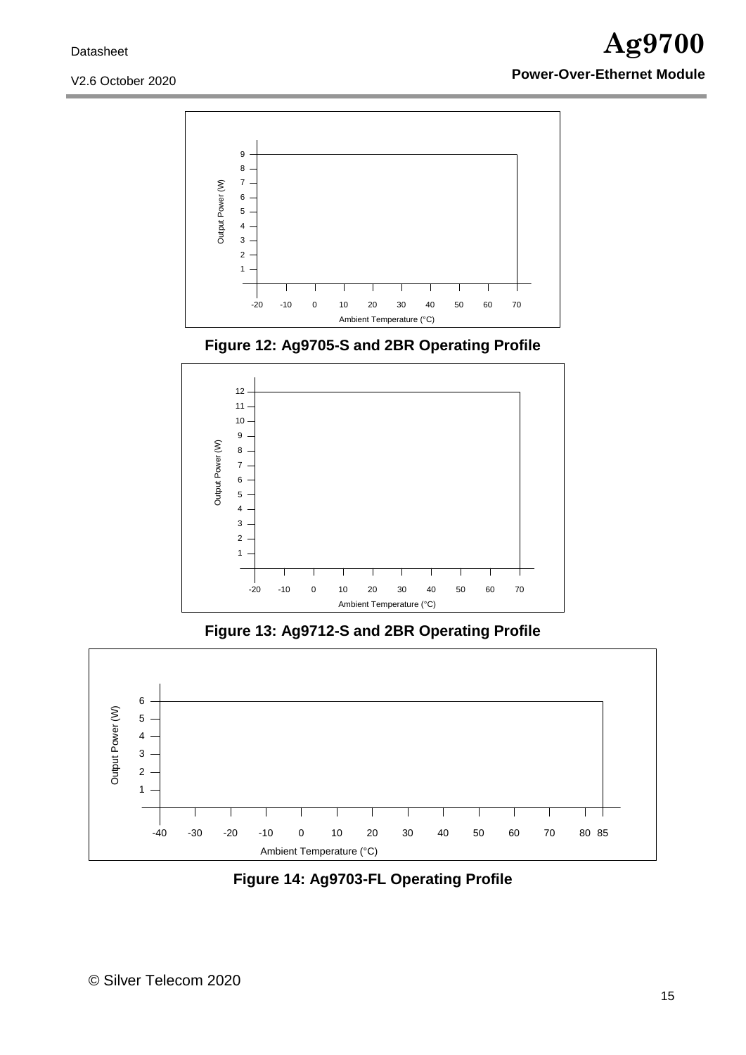**Figure 12: Ag9705-S and 2BR Operating Profile**

**Figure 13: Ag9712-S and 2BR Operating Profile**

**Figure 14: Ag9703-FL Operating Profile**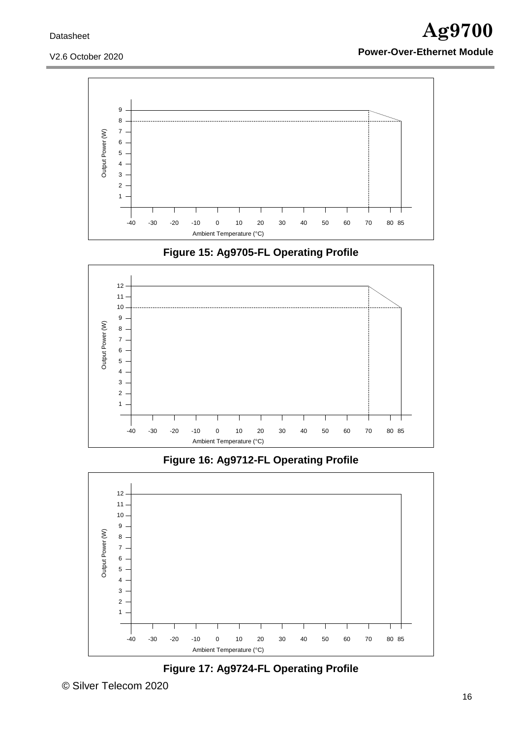Figure 15: Ag9705-FL Operating Profile

Figure 16: Ag9712-FL Operating Profile

Figure 17: Ag9724-FL Operating Profile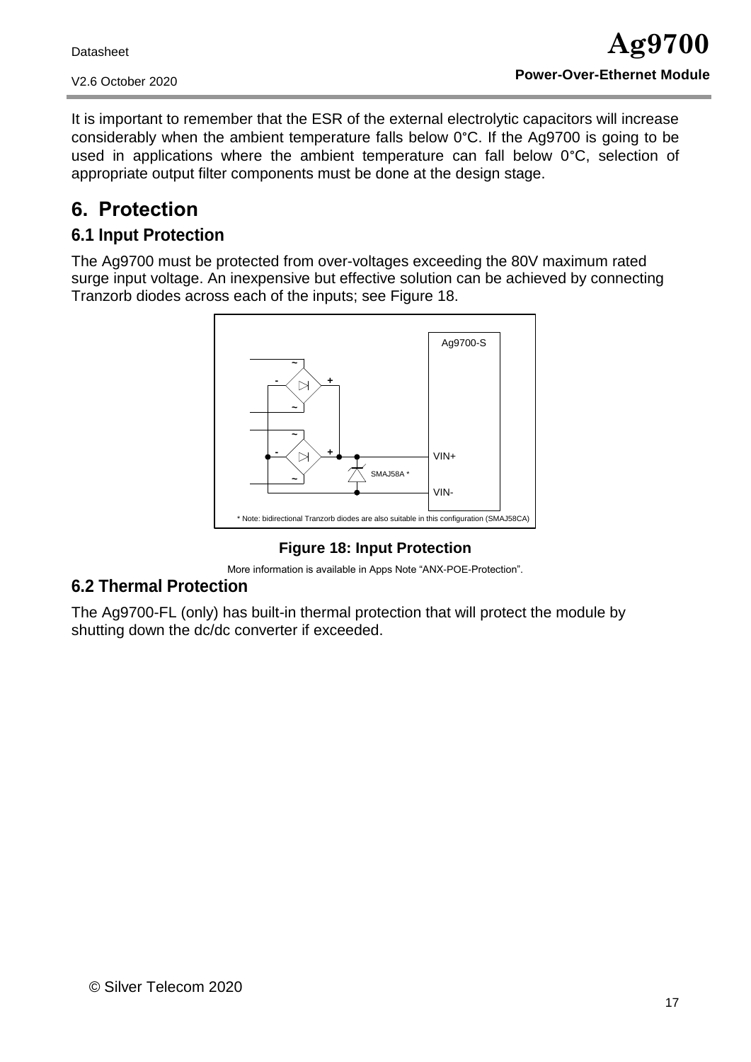It is important to remember that the ESR of the external electrolytic capacitors will increase considerably when the ambient temperature falls below 0°C. If the Ag9700 is going to be used in applications where the ambient temperature can fall below 0°C, selection of appropriate output filter components must be done at the design stage.

# 6. Protection

## 6.1 Input Protection

The Ag9700 must be protected from over-voltages exceeding the 80V maximum rated surge input voltage. An inexpensive but effective solution can be achieved by connecting Tranzorb diodes across each of the inputs; see Figure 18.

Ag9700-S

VIN+

SMAJ58A *

VIN-

* Note: bidirectional Tranzorb diodes are also suitable in this configuration (SMAJ58CA)

**Figure 18: Input Protection**

More information is available in Apps Note "ANX-POE-Protection".

## 6.2 Thermal Protection

The Ag9700-FL (only) has built-in thermal protection that will protect the module by shutting down the dc/dc converter if exceeded.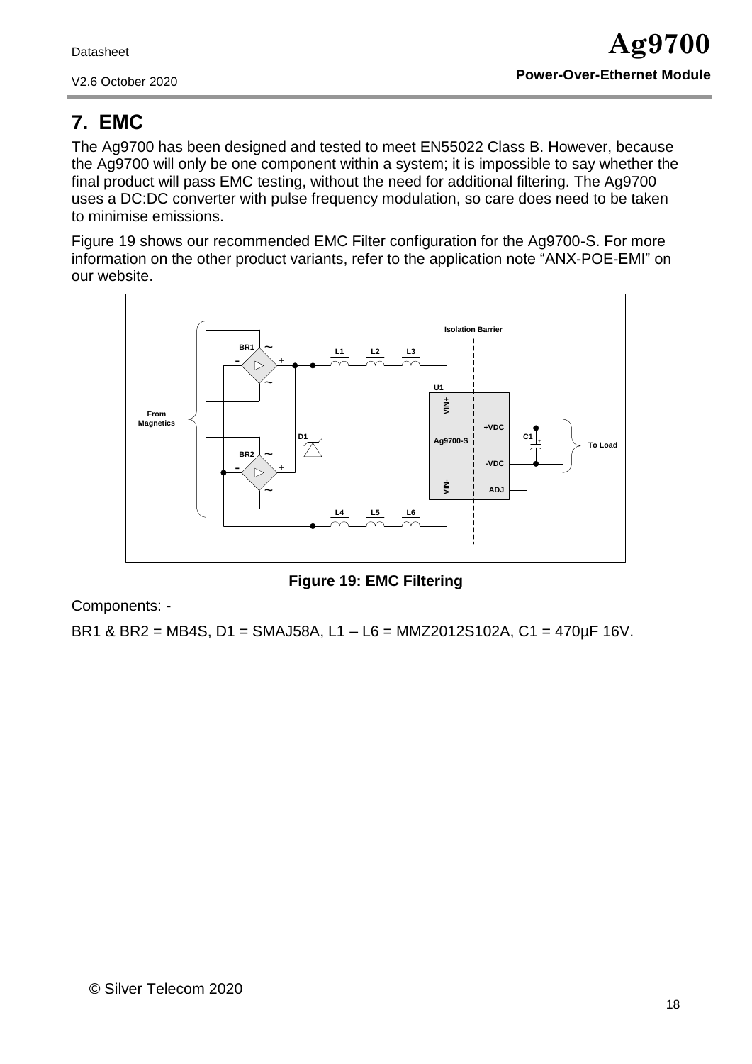# 7. EMC

The Ag9700 has been designed and tested to meet EN55022 Class B. However, because the Ag9700 will only be one component within a system; it is impossible to say whether the final product will pass EMC testing, without the need for additional filtering. The Ag9700 uses a DC:DC converter with pulse frequency modulation, so care does need to be taken to minimise emissions.

Figure 19 shows our recommended EMC Filter configuration for the Ag9700-S. For more information on the other product variants, refer to the application note "ANX-POE-EMI" on our website.

**Figure 19: EMC Filtering**

Components: -

BR1 & BR2 = MB4S, D1 = SMAJ58A, L1 – L6 = MMZ2012S102A, C1 = 470µF 16V.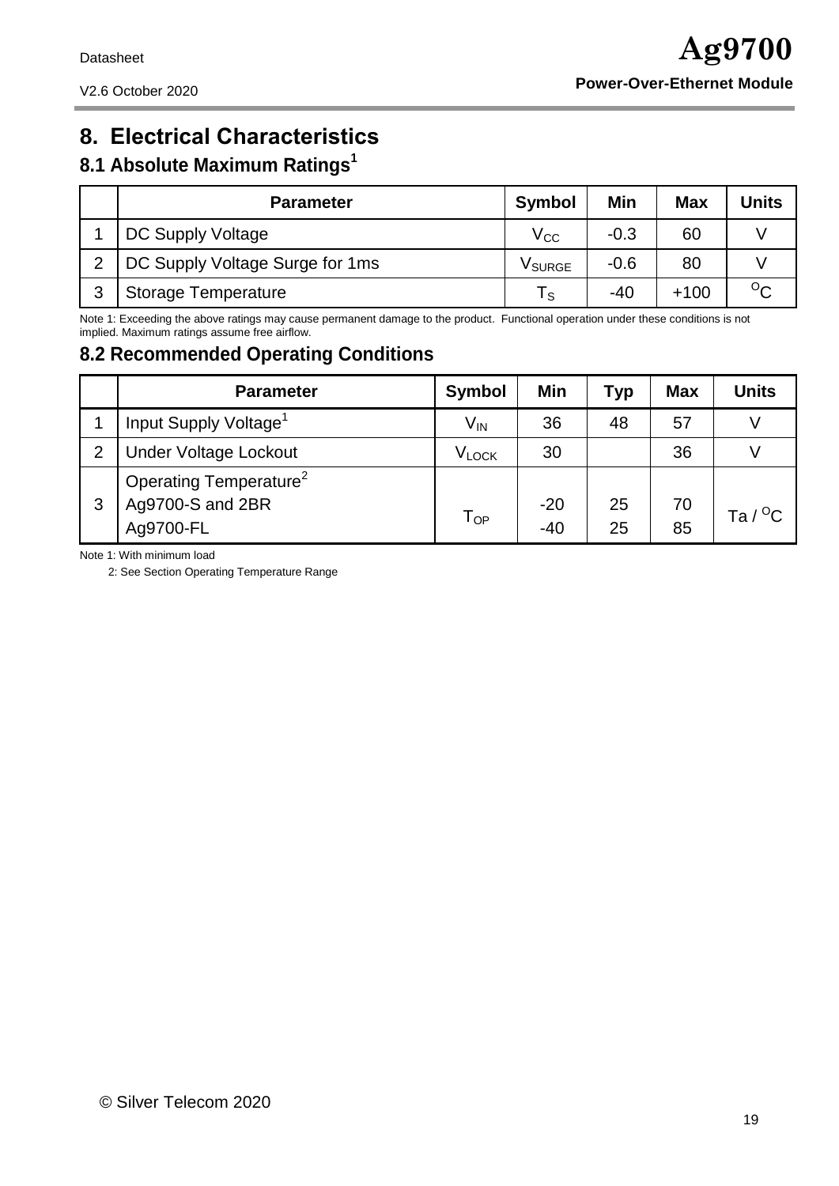# 8. Electrical Characteristics

## 8.1 Absolute Maximum Ratings[1]

| | Parameter | Symbol | Min | Max | Units |
|---|---|---|---|---|---|
| 1 | DC Supply Voltage | $V_{CC}$ | -0.3 | 60 | V |
| 2 | DC Supply Voltage Surge for 1ms | $V_{SURGE}$ | -0.6 | 80 | V |
| 3 | Storage Temperature | $T_S$ | -40 | +100 | $^{O}C$ |

Note 1: Exceeding the above ratings may cause permanent damage to the product. Functional operation under these conditions is not implied. Maximum ratings assume free airflow.

## 8.2 Recommended Operating Conditions

| | Parameter | Symbol | Min | Typ | Max | Units |
|---|---|---|---|---|---|---|
| 1 | Input Supply Voltage[1] | $V_{IN}$ | 36 | 48 | 57 | V |
| 2 | Under Voltage Lockout | $V_{LOCK}$ | 30 | | 36 | V |
| 3 | Operating Temperature[2]<br>Ag9700-S and 2BR<br>Ag9700-FL | $T_{OP}$ | <br>-20<br>-40 | <br>25<br>25 | <br>70<br>85 | Ta / $^{O}C$ |

Note 1: With minimum load

2: See Section Operating Temperature Range

© Silver Telecom 2020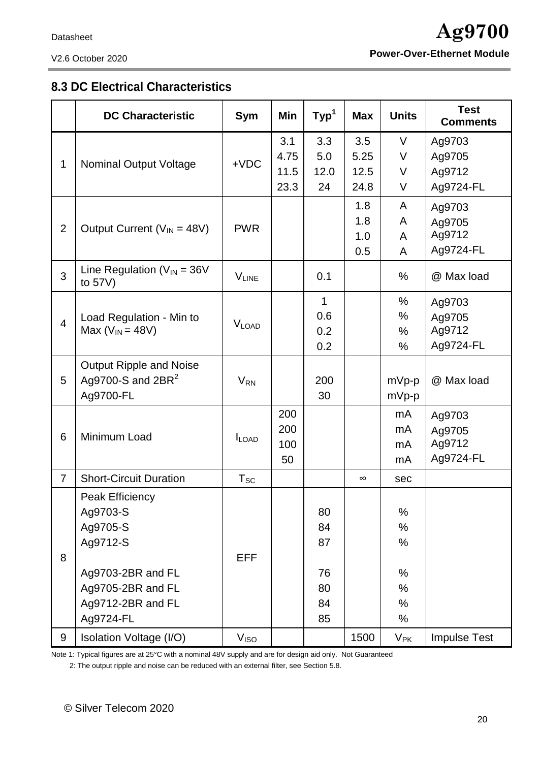## 8.3 DC Electrical Characteristics

| | DC Characteristic | Sym | Min | Typ[1] | Max | Units | Test Comments |
|---|---|---|---|---|---|---|---|
| 1 | Nominal Output Voltage | +VDC | 3.1<br>4.75<br>11.5<br>23.3 | 3.3<br>5.0<br>12.0<br>24 | 3.5<br>5.25<br>12.5<br>24.8 | V<br>V<br>V<br>V | Ag9703<br>Ag9705<br>Ag9712<br>Ag9724-FL |
| 2 | Output Current ($V_{IN}$ = 48V) | PWR | | | 1.8<br>1.8<br>1.0<br>0.5 | A<br>A<br>A<br>A | Ag9703<br>Ag9705<br>Ag9712<br>Ag9724-FL |
| 3 | Line Regulation ($V_{IN}$ = 36V to 57V) | $V_{LINE}$ | | 0.1 | | % | @ Max load |
| 4 | Load Regulation - Min to Max ($V_{IN}$ = 48V) | $V_{LOAD}$ | | 1<br>0.6<br>0.2<br>0.2 | | %<br>%<br>%<br>% | Ag9703<br>Ag9705<br>Ag9712<br>Ag9724-FL |
| 5 | Output Ripple and Noise<br>Ag9700-S and 2BR[2]<br>Ag9700-FL | $V_{RN}$ | | 200<br>30 | | mVp-p<br>mVp-p | @ Max load |
| 6 | Minimum Load | $I_{LOAD}$ | 200<br>200<br>100<br>50 | | | mA<br>mA<br>mA<br>mA | Ag9703<br>Ag9705<br>Ag9712<br>Ag9724-FL |
| 7 | Short-Circuit Duration | $T_{SC}$ | | | ∞ | sec | |
| 8 | Peak Efficiency<br>Ag9703-S<br>Ag9705-S<br>Ag9712-S<br><br>Ag9703-2BR and FL<br>Ag9705-2BR and FL<br>Ag9712-2BR and FL<br>Ag9724-FL | EFF | | <br>80<br>84<br>87<br><br>76<br>80<br>84<br>85 | | <br>%<br>%<br>%<br><br>%<br>%<br>%<br>% | |
| 9 | Isolation Voltage (I/O) | $V_{ISO}$ | | | 1500 | $V_{PK}$ | Impulse Test |

Note 1: Typical figures are at 25°C with a nominal 48V supply and are for design aid only. Not Guaranteed

2: The output ripple and noise can be reduced with an external filter, see Section 5.8.

© Silver Telecom 2020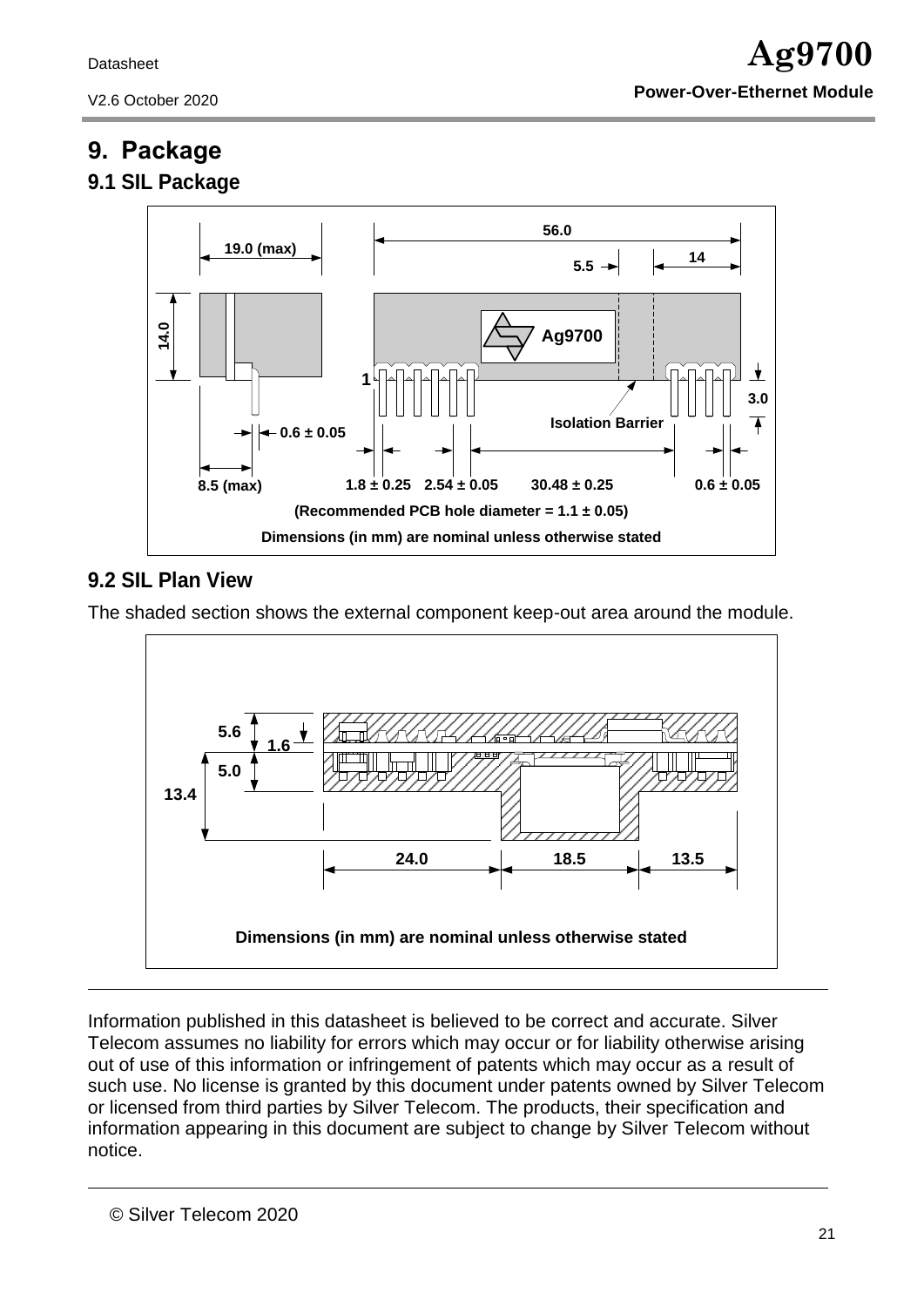# 9. Package

## 9.1 SIL Package

19.0 (max)

56.0

5.5

14

14.0

Ag9700

1

3.0

Isolation Barrier

0.6 ± 0.05

8.5 (max)

1.8 ± 0.25

2.54 ± 0.05

30.48 ± 0.25

0.6 ± 0.05

(Recommended PCB hole diameter = 1.1 ± 0.05)

Dimensions (in mm) are nominal unless otherwise stated

## 9.2 SIL Plan View

The shaded section shows the external component keep-out area around the module.

5.6

1.6

5.0

13.4

24.0

18.5

13.5

Dimensions (in mm) are nominal unless otherwise stated

---

Information published in this datasheet is believed to be correct and accurate. Silver Telecom assumes no liability for errors which may occur or for liability otherwise arising out of use of this information or infringement of patents which may occur as a result of such use. No license is granted by this document under patents owned by Silver Telecom or licensed from third parties by Silver Telecom. The products, their specification and information appearing in this document are subject to change by Silver Telecom without notice.

---

© Silver Telecom 2020